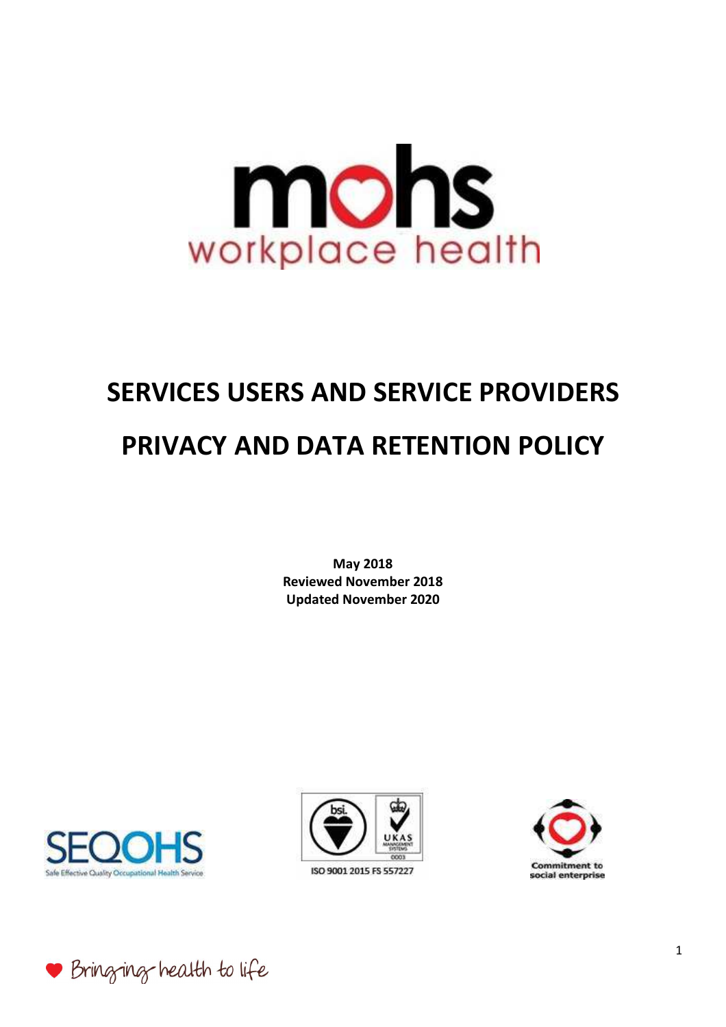mohs
workplace health

# SERVICES USERS AND SERVICE PROVIDERS

# PRIVACY AND DATA RETENTION POLICY

**May 2018**
**Reviewed November 2018**
**Updated November 2020**

SEQOHS
Safe Effective Quality Occupational Health Service

ISO 9001 2015 FS 557227

Commitment to social enterprise

Bringing health to life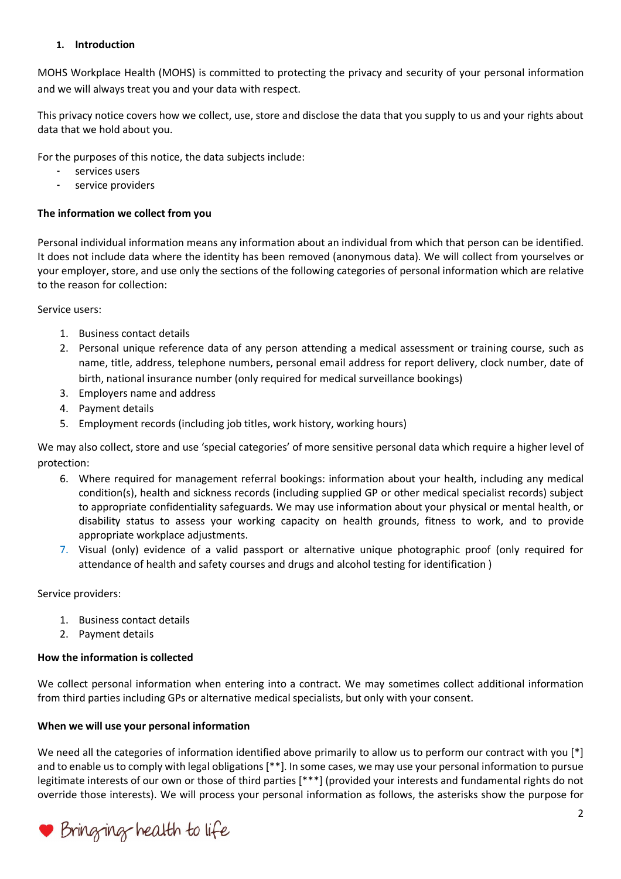## 1. Introduction

MOHS Workplace Health (MOHS) is committed to protecting the privacy and security of your personal information and we will always treat you and your data with respect.

This privacy notice covers how we collect, use, store and disclose the data that you supply to us and your rights about data that we hold about you.

For the purposes of this notice, the data subjects include:

- services users
- service providers

**The information we collect from you**

Personal individual information means any information about an individual from which that person can be identified. It does not include data where the identity has been removed (anonymous data). We will collect from yourselves or your employer, store, and use only the sections of the following categories of personal information which are relative to the reason for collection:

Service users:

1. Business contact details
2. Personal unique reference data of any person attending a medical assessment or training course, such as name, title, address, telephone numbers, personal email address for report delivery, clock number, date of birth, national insurance number (only required for medical surveillance bookings)
3. Employers name and address
4. Payment details
5. Employment records (including job titles, work history, working hours)

We may also collect, store and use 'special categories' of more sensitive personal data which require a higher level of protection:

6. Where required for management referral bookings: information about your health, including any medical condition(s), health and sickness records (including supplied GP or other medical specialist records) subject to appropriate confidentiality safeguards. We may use information about your physical or mental health, or disability status to assess your working capacity on health grounds, fitness to work, and to provide appropriate workplace adjustments.
7. Visual (only) evidence of a valid passport or alternative unique photographic proof (only required for attendance of health and safety courses and drugs and alcohol testing for identification )

Service providers:

1. Business contact details
2. Payment details

**How the information is collected**

We collect personal information when entering into a contract. We may sometimes collect additional information from third parties including GPs or alternative medical specialists, but only with your consent.

**When we will use your personal information**

We need all the categories of information identified above primarily to allow us to perform our contract with you [*] and to enable us to comply with legal obligations [**]. In some cases, we may use your personal information to pursue legitimate interests of our own or those of third parties [***] (provided your interests and fundamental rights do not override those interests). We will process your personal information as follows, the asterisks show the purpose for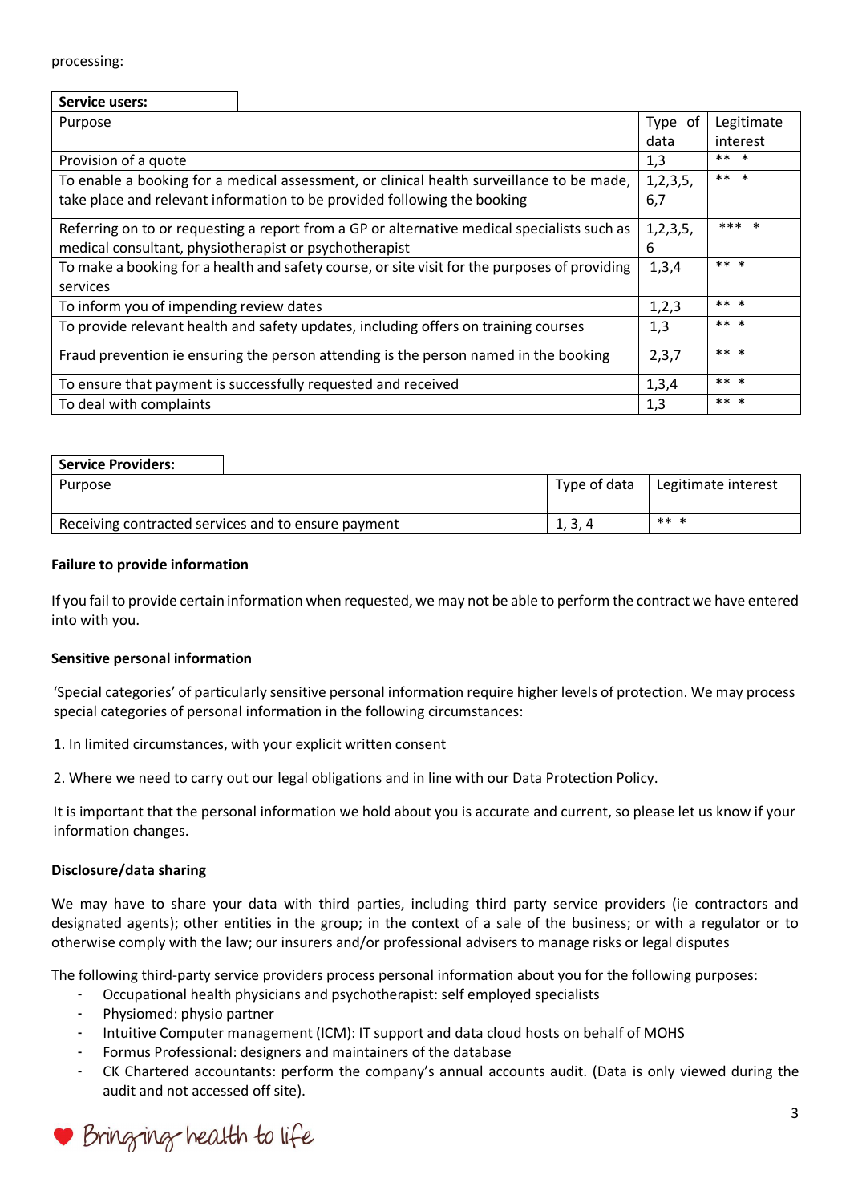processing:

| Service users: | | |
|---|---|---|
| Purpose | Type of data | Legitimate interest |
| Provision of a quote | 1,3 | ** * |
| To enable a booking for a medical assessment, or clinical health surveillance to be made, take place and relevant information to be provided following the booking | 1,2,3,5, 6,7 | ** * |
| Referring on to or requesting a report from a GP or alternative medical specialists such as medical consultant, physiotherapist or psychotherapist | 1,2,3,5, 6 | *** * |
| To make a booking for a health and safety course, or site visit for the purposes of providing services | 1,3,4 | ** * |
| To inform you of impending review dates | 1,2,3 | ** * |
| To provide relevant health and safety updates, including offers on training courses | 1,3 | ** * |
| Fraud prevention ie ensuring the person attending is the person named in the booking | 2,3,7 | ** * |
| To ensure that payment is successfully requested and received | 1,3,4 | ** * |
| To deal with complaints | 1,3 | ** * |

| Service Providers: | | |
|---|---|---|
| Purpose | Type of data | Legitimate interest |
| Receiving contracted services and to ensure payment | 1, 3, 4 | ** * |

**Failure to provide information**

If you fail to provide certain information when requested, we may not be able to perform the contract we have entered into with you.

**Sensitive personal information**

'Special categories' of particularly sensitive personal information require higher levels of protection. We may process special categories of personal information in the following circumstances:

1. In limited circumstances, with your explicit written consent

2. Where we need to carry out our legal obligations and in line with our Data Protection Policy.

It is important that the personal information we hold about you is accurate and current, so please let us know if your information changes.

**Disclosure/data sharing**

We may have to share your data with third parties, including third party service providers (ie contractors and designated agents); other entities in the group; in the context of a sale of the business; or with a regulator or to otherwise comply with the law; our insurers and/or professional advisers to manage risks or legal disputes

The following third-party service providers process personal information about you for the following purposes:

- Occupational health physicians and psychotherapist: self employed specialists
- Physiomed: physio partner
- Intuitive Computer management (ICM): IT support and data cloud hosts on behalf of MOHS
- Formus Professional: designers and maintainers of the database
- CK Chartered accountants: perform the company's annual accounts audit. (Data is only viewed during the audit and not accessed off site).

Bringing health to life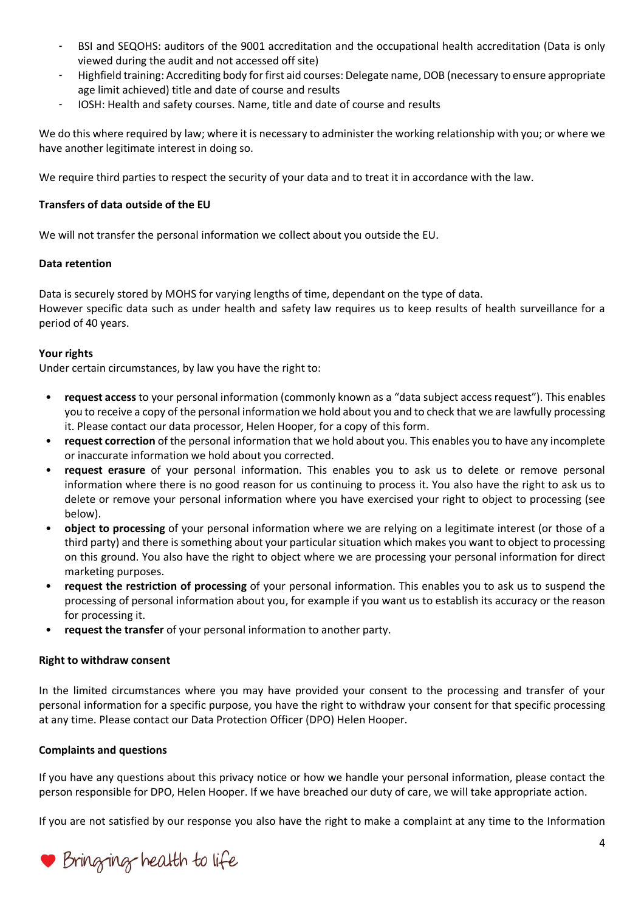- BSI and SEQOHS: auditors of the 9001 accreditation and the occupational health accreditation (Data is only viewed during the audit and not accessed off site)
- Highfield training: Accrediting body for first aid courses: Delegate name, DOB (necessary to ensure appropriate age limit achieved) title and date of course and results
- IOSH: Health and safety courses. Name, title and date of course and results

We do this where required by law; where it is necessary to administer the working relationship with you; or where we have another legitimate interest in doing so.

We require third parties to respect the security of your data and to treat it in accordance with the law.

**Transfers of data outside of the EU**

We will not transfer the personal information we collect about you outside the EU.

**Data retention**

Data is securely stored by MOHS for varying lengths of time, dependant on the type of data.
However specific data such as under health and safety law requires us to keep results of health surveillance for a period of 40 years.

**Your rights**

Under certain circumstances, by law you have the right to:

- **request access** to your personal information (commonly known as a "data subject access request"). This enables you to receive a copy of the personal information we hold about you and to check that we are lawfully processing it. Please contact our data processor, Helen Hooper, for a copy of this form.
- **request correction** of the personal information that we hold about you. This enables you to have any incomplete or inaccurate information we hold about you corrected.
- **request erasure** of your personal information. This enables you to ask us to delete or remove personal information where there is no good reason for us continuing to process it. You also have the right to ask us to delete or remove your personal information where you have exercised your right to object to processing (see below).
- **object to processing** of your personal information where we are relying on a legitimate interest (or those of a third party) and there is something about your particular situation which makes you want to object to processing on this ground. You also have the right to object where we are processing your personal information for direct marketing purposes.
- **request the restriction of processing** of your personal information. This enables you to ask us to suspend the processing of personal information about you, for example if you want us to establish its accuracy or the reason for processing it.
- **request the transfer** of your personal information to another party.

**Right to withdraw consent**

In the limited circumstances where you may have provided your consent to the processing and transfer of your personal information for a specific purpose, you have the right to withdraw your consent for that specific processing at any time. Please contact our Data Protection Officer (DPO) Helen Hooper.

**Complaints and questions**

If you have any questions about this privacy notice or how we handle your personal information, please contact the person responsible for DPO, Helen Hooper. If we have breached our duty of care, we will take appropriate action.

If you are not satisfied by our response you also have the right to make a complaint at any time to the Information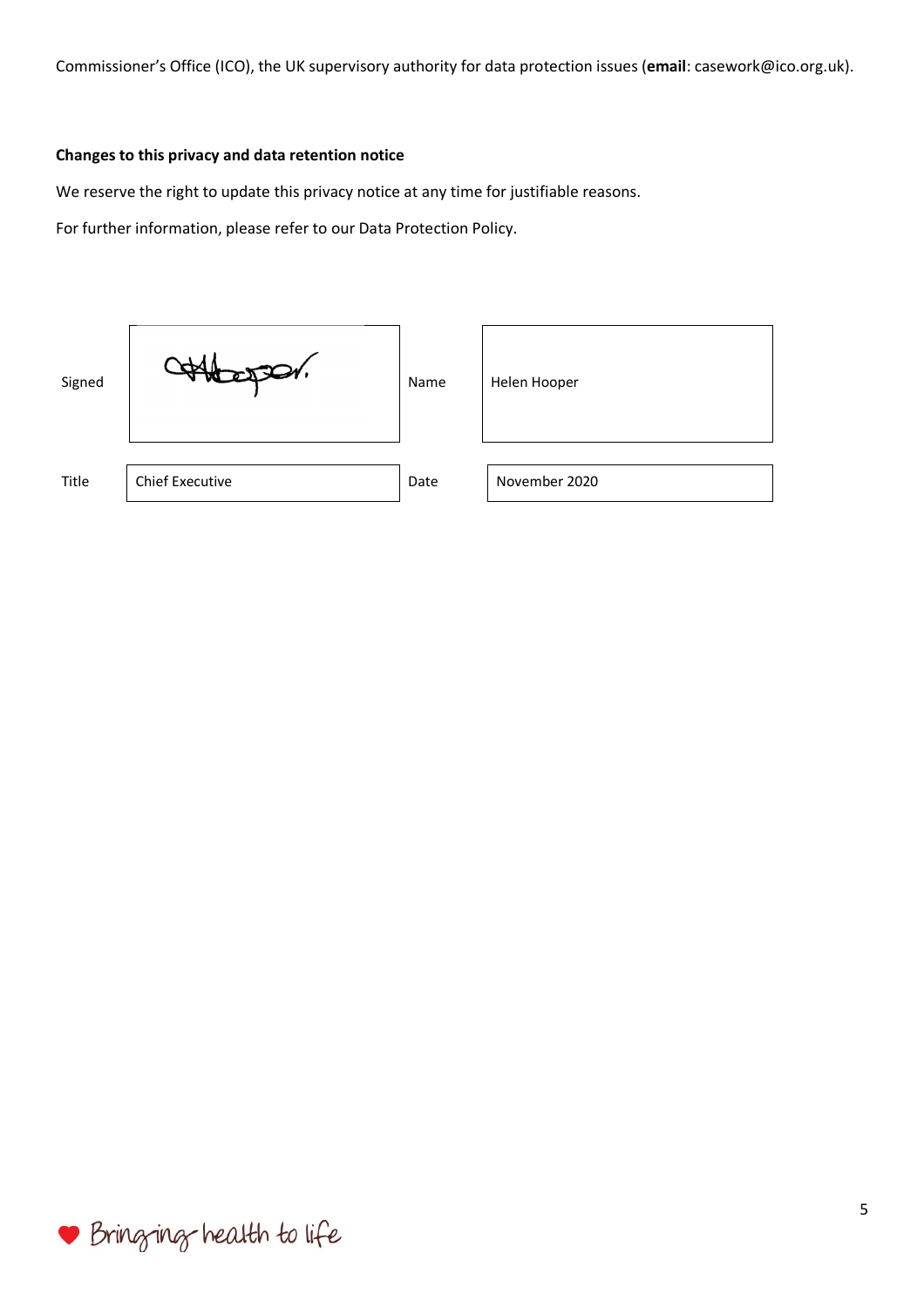Commissioner's Office (ICO), the UK supervisory authority for data protection issues (**email**: casework@ico.org.uk).

**Changes to this privacy and data retention notice**

We reserve the right to update this privacy notice at any time for justifiable reasons.

For further information, please refer to our Data Protection Policy.

| | | | |
|---|---|---|---|
| Signed | | Name | Helen Hooper |
| Title | Chief Executive | Date | November 2020 |

Bringing health to life